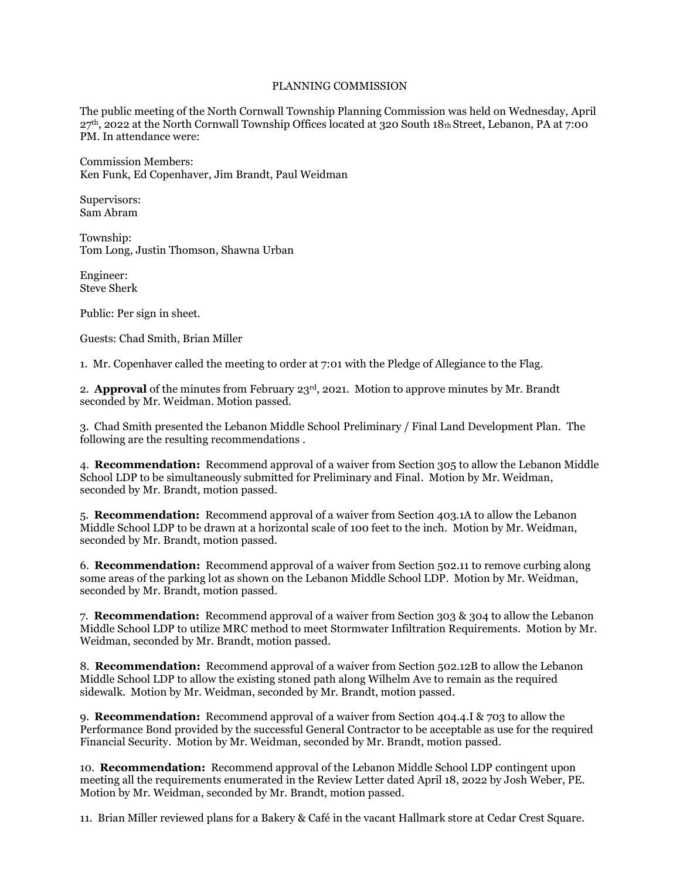PLANNING COMMISSION

The public meeting of the North Cornwall Township Planning Commission was held on Wednesday, April 27th, 2022 at the North Cornwall Township Offices located at 320 South 18th Street, Lebanon, PA at 7:00 PM. In attendance were:

Commission Members:
Ken Funk, Ed Copenhaver, Jim Brandt, Paul Weidman

Supervisors:
Sam Abram

Township:
Tom Long, Justin Thomson, Shawna Urban

Engineer:
Steve Sherk

Public: Per sign in sheet.

Guests: Chad Smith, Brian Miller

1. Mr. Copenhaver called the meeting to order at 7:01 with the Pledge of Allegiance to the Flag.

2. **Approval** of the minutes from February 23rd, 2021. Motion to approve minutes by Mr. Brandt seconded by Mr. Weidman. Motion passed.

3. Chad Smith presented the Lebanon Middle School Preliminary / Final Land Development Plan. The following are the resulting recommendations .

4. **Recommendation:** Recommend approval of a waiver from Section 305 to allow the Lebanon Middle School LDP to be simultaneously submitted for Preliminary and Final. Motion by Mr. Weidman, seconded by Mr. Brandt, motion passed.

5. **Recommendation:** Recommend approval of a waiver from Section 403.1A to allow the Lebanon Middle School LDP to be drawn at a horizontal scale of 100 feet to the inch. Motion by Mr. Weidman, seconded by Mr. Brandt, motion passed.

6. **Recommendation:** Recommend approval of a waiver from Section 502.11 to remove curbing along some areas of the parking lot as shown on the Lebanon Middle School LDP. Motion by Mr. Weidman, seconded by Mr. Brandt, motion passed.

7. **Recommendation:** Recommend approval of a waiver from Section 303 & 304 to allow the Lebanon Middle School LDP to utilize MRC method to meet Stormwater Infiltration Requirements. Motion by Mr. Weidman, seconded by Mr. Brandt, motion passed.

8. **Recommendation:** Recommend approval of a waiver from Section 502.12B to allow the Lebanon Middle School LDP to allow the existing stoned path along Wilhelm Ave to remain as the required sidewalk. Motion by Mr. Weidman, seconded by Mr. Brandt, motion passed.

9. **Recommendation:** Recommend approval of a waiver from Section 404.4.I & 703 to allow the Performance Bond provided by the successful General Contractor to be acceptable as use for the required Financial Security. Motion by Mr. Weidman, seconded by Mr. Brandt, motion passed.

10. **Recommendation:** Recommend approval of the Lebanon Middle School LDP contingent upon meeting all the requirements enumerated in the Review Letter dated April 18, 2022 by Josh Weber, PE. Motion by Mr. Weidman, seconded by Mr. Brandt, motion passed.

11. Brian Miller reviewed plans for a Bakery & Café in the vacant Hallmark store at Cedar Crest Square.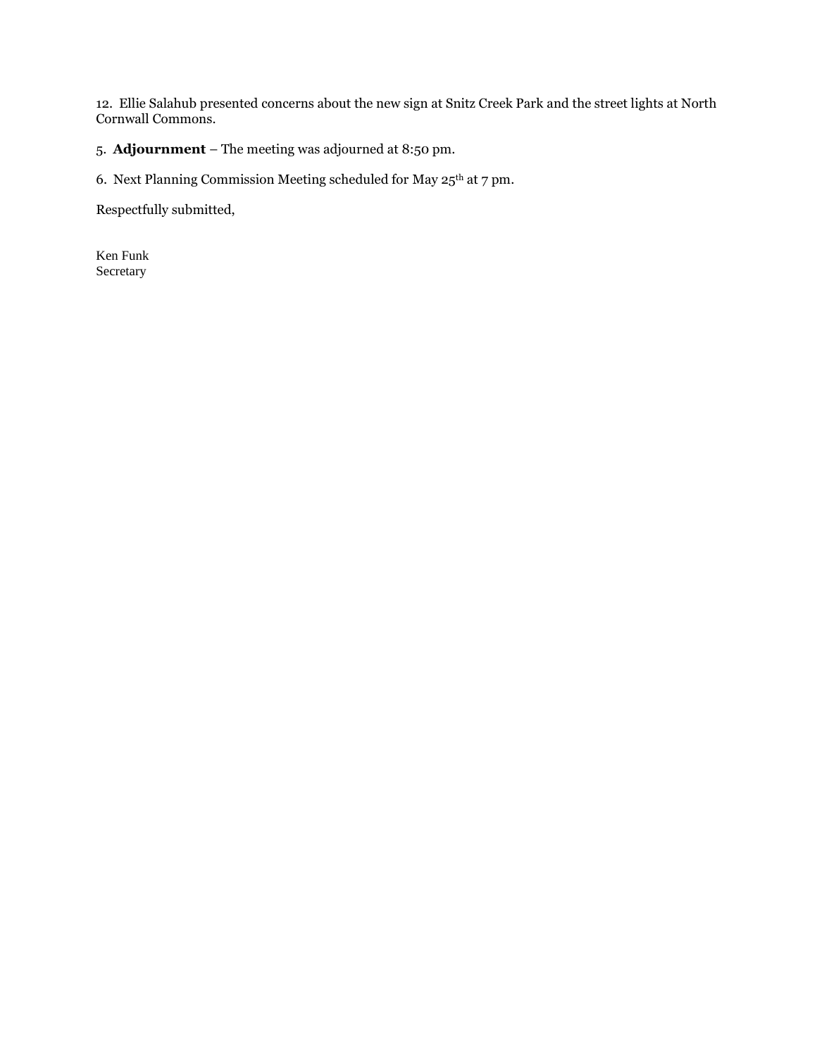12. Ellie Salahub presented concerns about the new sign at Snitz Creek Park and the street lights at North Cornwall Commons.

5. **Adjournment** – The meeting was adjourned at 8:50 pm.

6. Next Planning Commission Meeting scheduled for May 25th at 7 pm.

Respectfully submitted,

Ken Funk
Secretary